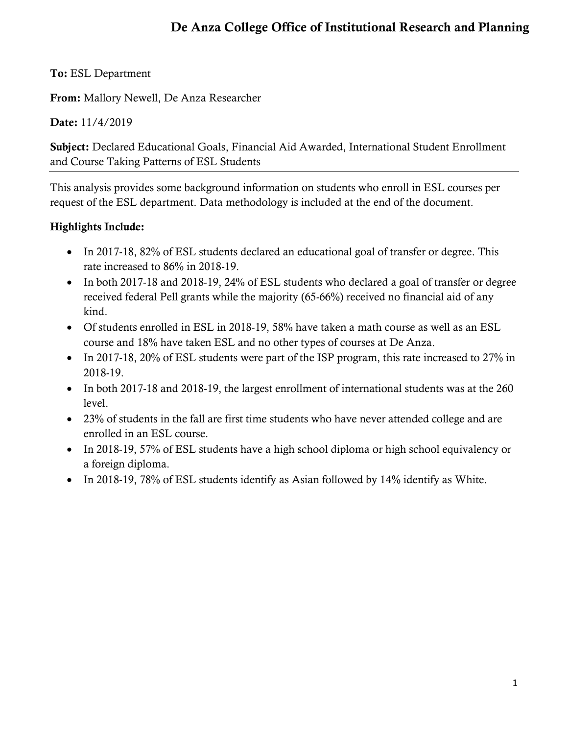# De Anza College Office of Institutional Research and Planning

**To:** ESL Department

**From:** Mallory Newell, De Anza Researcher

**Date:** 11/4/2019

**Subject:** Declared Educational Goals, Financial Aid Awarded, International Student Enrollment and Course Taking Patterns of ESL Students

---

This analysis provides some background information on students who enroll in ESL courses per request of the ESL department. Data methodology is included at the end of the document.

**Highlights Include:**

- In 2017-18, 82% of ESL students declared an educational goal of transfer or degree. This rate increased to 86% in 2018-19.
- In both 2017-18 and 2018-19, 24% of ESL students who declared a goal of transfer or degree received federal Pell grants while the majority (65-66%) received no financial aid of any kind.
- Of students enrolled in ESL in 2018-19, 58% have taken a math course as well as an ESL course and 18% have taken ESL and no other types of courses at De Anza.
- In 2017-18, 20% of ESL students were part of the ISP program, this rate increased to 27% in 2018-19.
- In both 2017-18 and 2018-19, the largest enrollment of international students was at the 260 level.
- 23% of students in the fall are first time students who have never attended college and are enrolled in an ESL course.
- In 2018-19, 57% of ESL students have a high school diploma or high school equivalency or a foreign diploma.
- In 2018-19, 78% of ESL students identify as Asian followed by 14% identify as White.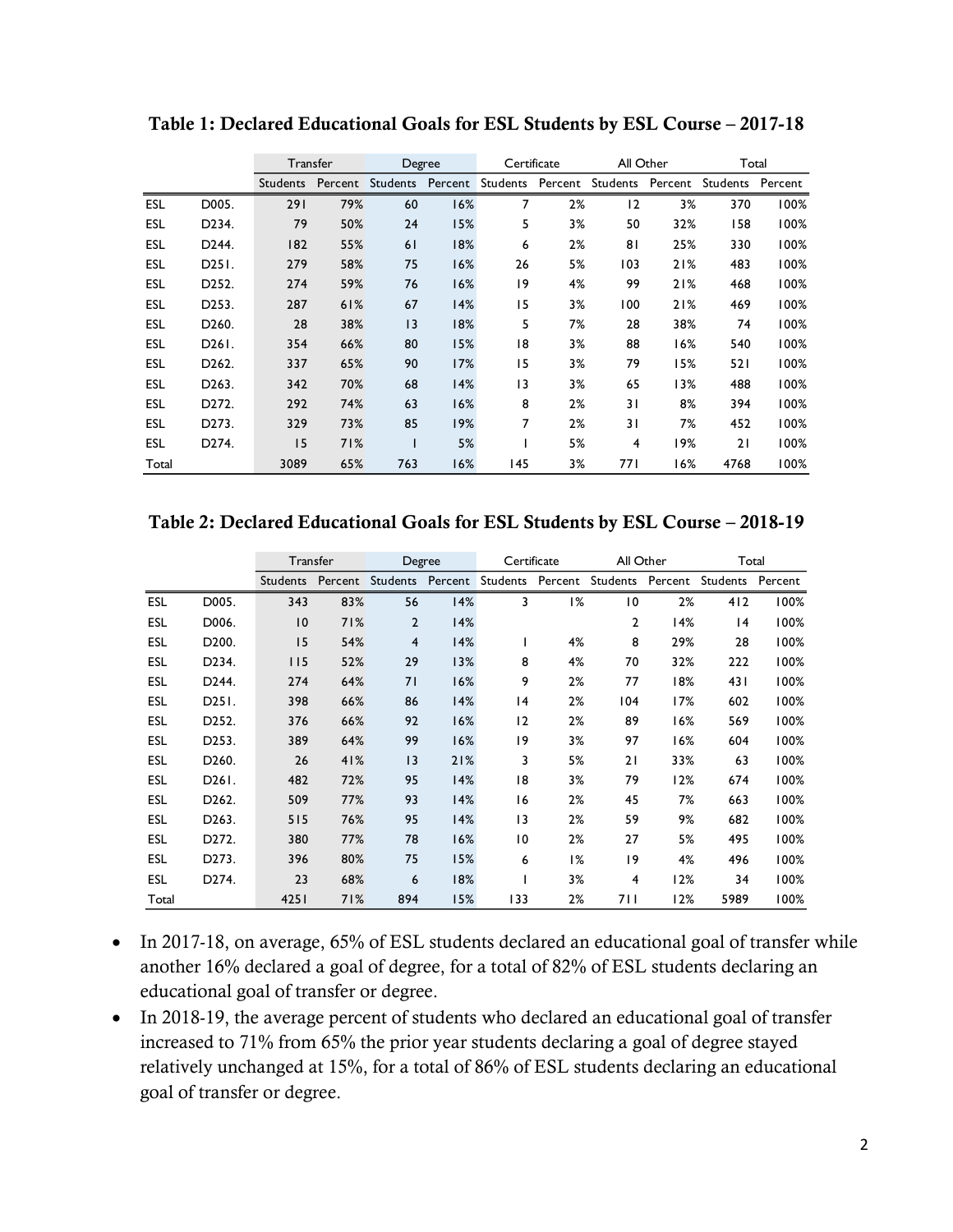**Table 1: Declared Educational Goals for ESL Students by ESL Course – 2017-18**

| | | Transfer | | Degree | | Certificate | | All Other | | Total | |
|---|---|---|---|---|---|---|---|---|---|---|---|
| | | Students | Percent | Students | Percent | Students | Percent | Students | Percent | Students | Percent |
| ESL | D005. | 291 | 79% | 60 | 16% | 7 | 2% | 12 | 3% | 370 | 100% |
| ESL | D234. | 79 | 50% | 24 | 15% | 5 | 3% | 50 | 32% | 158 | 100% |
| ESL | D244. | 182 | 55% | 61 | 18% | 6 | 2% | 81 | 25% | 330 | 100% |
| ESL | D251. | 279 | 58% | 75 | 16% | 26 | 5% | 103 | 21% | 483 | 100% |
| ESL | D252. | 274 | 59% | 76 | 16% | 19 | 4% | 99 | 21% | 468 | 100% |
| ESL | D253. | 287 | 61% | 67 | 14% | 15 | 3% | 100 | 21% | 469 | 100% |
| ESL | D260. | 28 | 38% | 13 | 18% | 5 | 7% | 28 | 38% | 74 | 100% |
| ESL | D261. | 354 | 66% | 80 | 15% | 18 | 3% | 88 | 16% | 540 | 100% |
| ESL | D262. | 337 | 65% | 90 | 17% | 15 | 3% | 79 | 15% | 521 | 100% |
| ESL | D263. | 342 | 70% | 68 | 14% | 13 | 3% | 65 | 13% | 488 | 100% |
| ESL | D272. | 292 | 74% | 63 | 16% | 8 | 2% | 31 | 8% | 394 | 100% |
| ESL | D273. | 329 | 73% | 85 | 19% | 7 | 2% | 31 | 7% | 452 | 100% |
| ESL | D274. | 15 | 71% | 1 | 5% | 1 | 5% | 4 | 19% | 21 | 100% |
| Total | | 3089 | 65% | 763 | 16% | 145 | 3% | 771 | 16% | 4768 | 100% |

**Table 2: Declared Educational Goals for ESL Students by ESL Course – 2018-19**

| | | Transfer | | Degree | | Certificate | | All Other | | Total | |
|---|---|---|---|---|---|---|---|---|---|---|---|
| | | Students | Percent | Students | Percent | Students | Percent | Students | Percent | Students | Percent |
| ESL | D005. | 343 | 83% | 56 | 14% | 3 | 1% | 10 | 2% | 412 | 100% |
| ESL | D006. | 10 | 71% | 2 | 14% | | | 2 | 14% | 14 | 100% |
| ESL | D200. | 15 | 54% | 4 | 14% | 1 | 4% | 8 | 29% | 28 | 100% |
| ESL | D234. | 115 | 52% | 29 | 13% | 8 | 4% | 70 | 32% | 222 | 100% |
| ESL | D244. | 274 | 64% | 71 | 16% | 9 | 2% | 77 | 18% | 431 | 100% |
| ESL | D251. | 398 | 66% | 86 | 14% | 14 | 2% | 104 | 17% | 602 | 100% |
| ESL | D252. | 376 | 66% | 92 | 16% | 12 | 2% | 89 | 16% | 569 | 100% |
| ESL | D253. | 389 | 64% | 99 | 16% | 19 | 3% | 97 | 16% | 604 | 100% |
| ESL | D260. | 26 | 41% | 13 | 21% | 3 | 5% | 21 | 33% | 63 | 100% |
| ESL | D261. | 482 | 72% | 95 | 14% | 18 | 3% | 79 | 12% | 674 | 100% |
| ESL | D262. | 509 | 77% | 93 | 14% | 16 | 2% | 45 | 7% | 663 | 100% |
| ESL | D263. | 515 | 76% | 95 | 14% | 13 | 2% | 59 | 9% | 682 | 100% |
| ESL | D272. | 380 | 77% | 78 | 16% | 10 | 2% | 27 | 5% | 495 | 100% |
| ESL | D273. | 396 | 80% | 75 | 15% | 6 | 1% | 19 | 4% | 496 | 100% |
| ESL | D274. | 23 | 68% | 6 | 18% | 1 | 3% | 4 | 12% | 34 | 100% |
| Total | | 4251 | 71% | 894 | 15% | 133 | 2% | 711 | 12% | 5989 | 100% |

- In 2017-18, on average, 65% of ESL students declared an educational goal of transfer while another 16% declared a goal of degree, for a total of 82% of ESL students declaring an educational goal of transfer or degree.
- In 2018-19, the average percent of students who declared an educational goal of transfer increased to 71% from 65% the prior year students declaring a goal of degree stayed relatively unchanged at 15%, for a total of 86% of ESL students declaring an educational goal of transfer or degree.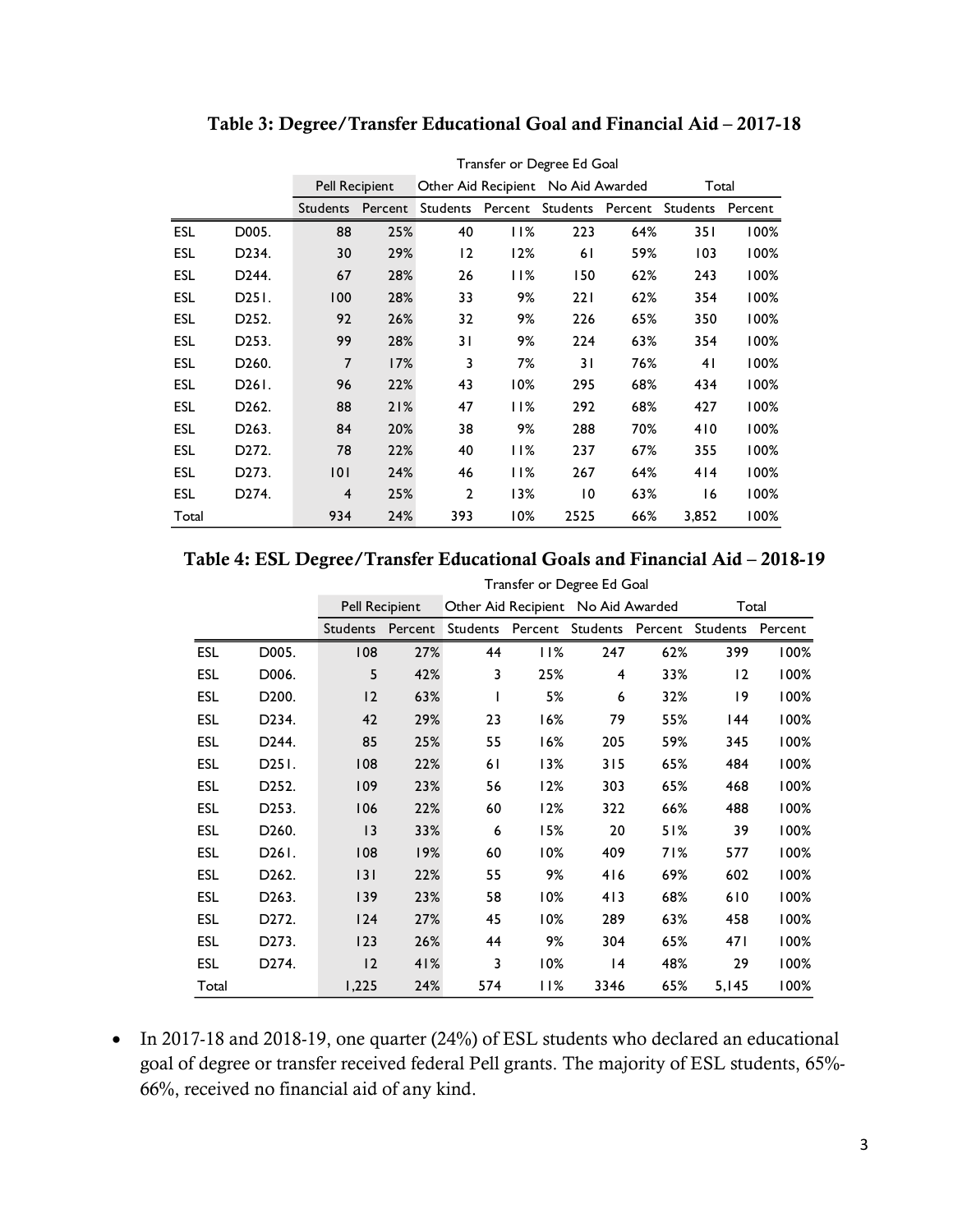### Table 3: Degree/Transfer Educational Goal and Financial Aid – 2017-18

| | | Transfer or Degree Ed Goal | | | | | | | |
|---|---|---|---|---|---|---|---|---|---|
| | | Pell Recipient | | Other Aid Recipient | | No Aid Awarded | | Total | |
| | | Students | Percent | Students | Percent | Students | Percent | Students | Percent |
| ESL | D005. | 88 | 25% | 40 | 11% | 223 | 64% | 351 | 100% |
| ESL | D234. | 30 | 29% | 12 | 12% | 61 | 59% | 103 | 100% |
| ESL | D244. | 67 | 28% | 26 | 11% | 150 | 62% | 243 | 100% |
| ESL | D251. | 100 | 28% | 33 | 9% | 221 | 62% | 354 | 100% |
| ESL | D252. | 92 | 26% | 32 | 9% | 226 | 65% | 350 | 100% |
| ESL | D253. | 99 | 28% | 31 | 9% | 224 | 63% | 354 | 100% |
| ESL | D260. | 7 | 17% | 3 | 7% | 31 | 76% | 41 | 100% |
| ESL | D261. | 96 | 22% | 43 | 10% | 295 | 68% | 434 | 100% |
| ESL | D262. | 88 | 21% | 47 | 11% | 292 | 68% | 427 | 100% |
| ESL | D263. | 84 | 20% | 38 | 9% | 288 | 70% | 410 | 100% |
| ESL | D272. | 78 | 22% | 40 | 11% | 237 | 67% | 355 | 100% |
| ESL | D273. | 101 | 24% | 46 | 11% | 267 | 64% | 414 | 100% |
| ESL | D274. | 4 | 25% | 2 | 13% | 10 | 63% | 16 | 100% |
| Total | | 934 | 24% | 393 | 10% | 2525 | 66% | 3,852 | 100% |

### Table 4: ESL Degree/Transfer Educational Goals and Financial Aid – 2018-19

| | | Transfer or Degree Ed Goal | | | | | | | |
|---|---|---|---|---|---|---|---|---|---|
| | | Pell Recipient | | Other Aid Recipient | | No Aid Awarded | | Total | |
| | | Students | Percent | Students | Percent | Students | Percent | Students | Percent |
| ESL | D005. | 108 | 27% | 44 | 11% | 247 | 62% | 399 | 100% |
| ESL | D006. | 5 | 42% | 3 | 25% | 4 | 33% | 12 | 100% |
| ESL | D200. | 12 | 63% | 1 | 5% | 6 | 32% | 19 | 100% |
| ESL | D234. | 42 | 29% | 23 | 16% | 79 | 55% | 144 | 100% |
| ESL | D244. | 85 | 25% | 55 | 16% | 205 | 59% | 345 | 100% |
| ESL | D251. | 108 | 22% | 61 | 13% | 315 | 65% | 484 | 100% |
| ESL | D252. | 109 | 23% | 56 | 12% | 303 | 65% | 468 | 100% |
| ESL | D253. | 106 | 22% | 60 | 12% | 322 | 66% | 488 | 100% |
| ESL | D260. | 13 | 33% | 6 | 15% | 20 | 51% | 39 | 100% |
| ESL | D261. | 108 | 19% | 60 | 10% | 409 | 71% | 577 | 100% |
| ESL | D262. | 131 | 22% | 55 | 9% | 416 | 69% | 602 | 100% |
| ESL | D263. | 139 | 23% | 58 | 10% | 413 | 68% | 610 | 100% |
| ESL | D272. | 124 | 27% | 45 | 10% | 289 | 63% | 458 | 100% |
| ESL | D273. | 123 | 26% | 44 | 9% | 304 | 65% | 471 | 100% |
| ESL | D274. | 12 | 41% | 3 | 10% | 14 | 48% | 29 | 100% |
| Total | | 1,225 | 24% | 574 | 11% | 3346 | 65% | 5,145 | 100% |

- In 2017-18 and 2018-19, one quarter (24%) of ESL students who declared an educational goal of degree or transfer received federal Pell grants. The majority of ESL students, 65%-66%, received no financial aid of any kind.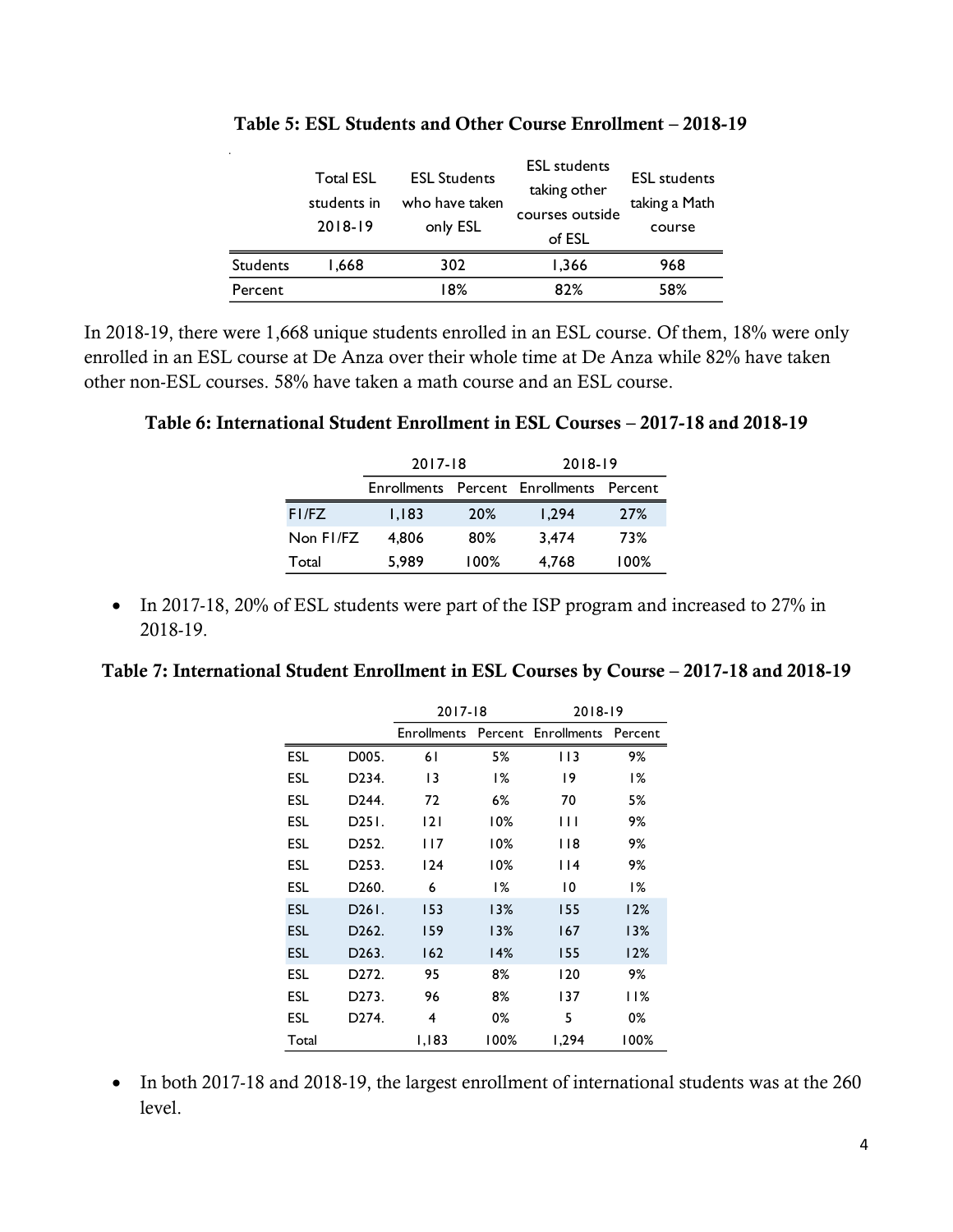**Table 5: ESL Students and Other Course Enrollment – 2018-19**

| | Total ESL students in 2018-19 | ESL Students who have taken only ESL | ESL students taking other courses outside of ESL | ESL students taking a Math course |
|---|---|---|---|---|
| Students | 1,668 | 302 | 1,366 | 968 |
| Percent | | 18% | 82% | 58% |

In 2018-19, there were 1,668 unique students enrolled in an ESL course. Of them, 18% were only enrolled in an ESL course at De Anza over their whole time at De Anza while 82% have taken other non-ESL courses. 58% have taken a math course and an ESL course.

**Table 6: International Student Enrollment in ESL Courses – 2017-18 and 2018-19**

| | 2017-18 | | 2018-19 | |
|---|---|---|---|---|
| | Enrollments | Percent | Enrollments | Percent |
| F1/FZ | 1,183 | 20% | 1,294 | 27% |
| Non F1/FZ | 4,806 | 80% | 3,474 | 73% |
| Total | 5,989 | 100% | 4,768 | 100% |

- In 2017-18, 20% of ESL students were part of the ISP program and increased to 27% in 2018-19.

**Table 7: International Student Enrollment in ESL Courses by Course – 2017-18 and 2018-19**

| | | 2017-18 | | 2018-19 | |
|---|---|---|---|---|---|
| | | Enrollments | Percent | Enrollments | Percent |
| ESL | D005. | 61 | 5% | 113 | 9% |
| ESL | D234. | 13 | 1% | 19 | 1% |
| ESL | D244. | 72 | 6% | 70 | 5% |
| ESL | D251. | 121 | 10% | 111 | 9% |
| ESL | D252. | 117 | 10% | 118 | 9% |
| ESL | D253. | 124 | 10% | 114 | 9% |
| ESL | D260. | 6 | 1% | 10 | 1% |
| ESL | D261. | 153 | 13% | 155 | 12% |
| ESL | D262. | 159 | 13% | 167 | 13% |
| ESL | D263. | 162 | 14% | 155 | 12% |
| ESL | D272. | 95 | 8% | 120 | 9% |
| ESL | D273. | 96 | 8% | 137 | 11% |
| ESL | D274. | 4 | 0% | 5 | 0% |
| Total | | 1,183 | 100% | 1,294 | 100% |

- In both 2017-18 and 2018-19, the largest enrollment of international students was at the 260 level.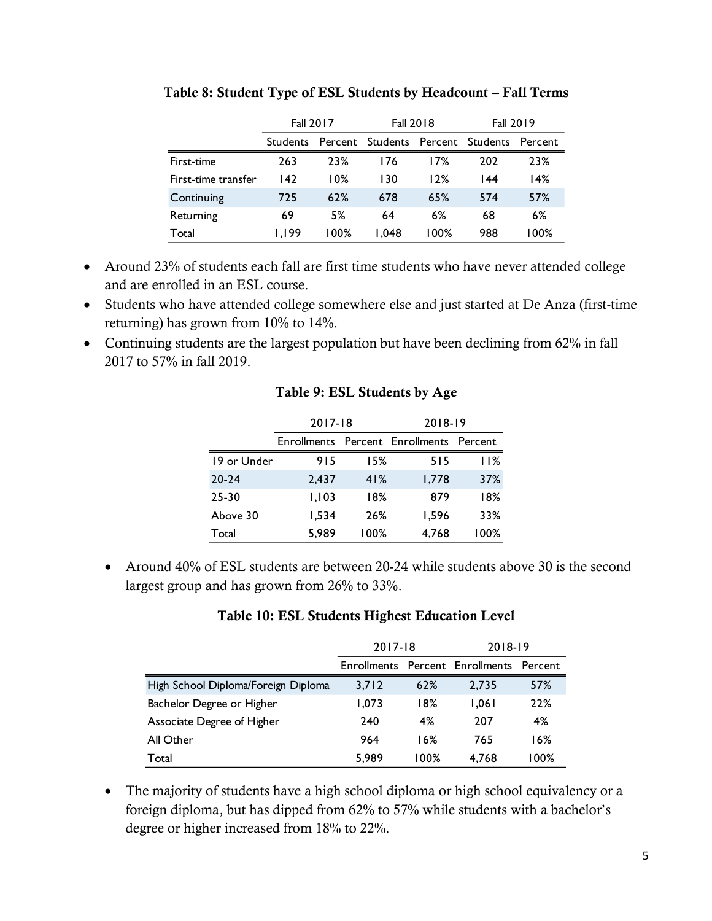**Table 8: Student Type of ESL Students by Headcount – Fall Terms**

| | Fall 2017 | | Fall 2018 | | Fall 2019 | |
|---|---|---|---|---|---|---|
| | Students | Percent | Students | Percent | Students | Percent |
| First-time | 263 | 23% | 176 | 17% | 202 | 23% |
| First-time transfer | 142 | 10% | 130 | 12% | 144 | 14% |
| Continuing | 725 | 62% | 678 | 65% | 574 | 57% |
| Returning | 69 | 5% | 64 | 6% | 68 | 6% |
| Total | 1,199 | 100% | 1,048 | 100% | 988 | 100% |

- Around 23% of students each fall are first time students who have never attended college and are enrolled in an ESL course.
- Students who have attended college somewhere else and just started at De Anza (first-time returning) has grown from 10% to 14%.
- Continuing students are the largest population but have been declining from 62% in fall 2017 to 57% in fall 2019.

**Table 9: ESL Students by Age**

| | 2017-18 | | 2018-19 | |
|---|---|---|---|---|
| | Enrollments | Percent | Enrollments | Percent |
| 19 or Under | 915 | 15% | 515 | 11% |
| 20-24 | 2,437 | 41% | 1,778 | 37% |
| 25-30 | 1,103 | 18% | 879 | 18% |
| Above 30 | 1,534 | 26% | 1,596 | 33% |
| Total | 5,989 | 100% | 4,768 | 100% |

- Around 40% of ESL students are between 20-24 while students above 30 is the second largest group and has grown from 26% to 33%.

**Table 10: ESL Students Highest Education Level**

| | 2017-18 | | 2018-19 | |
|---|---|---|---|---|
| | Enrollments | Percent | Enrollments | Percent |
| High School Diploma/Foreign Diploma | 3,712 | 62% | 2,735 | 57% |
| Bachelor Degree or Higher | 1,073 | 18% | 1,061 | 22% |
| Associate Degree of Higher | 240 | 4% | 207 | 4% |
| All Other | 964 | 16% | 765 | 16% |
| Total | 5,989 | 100% | 4,768 | 100% |

- The majority of students have a high school diploma or high school equivalency or a foreign diploma, but has dipped from 62% to 57% while students with a bachelor's degree or higher increased from 18% to 22%.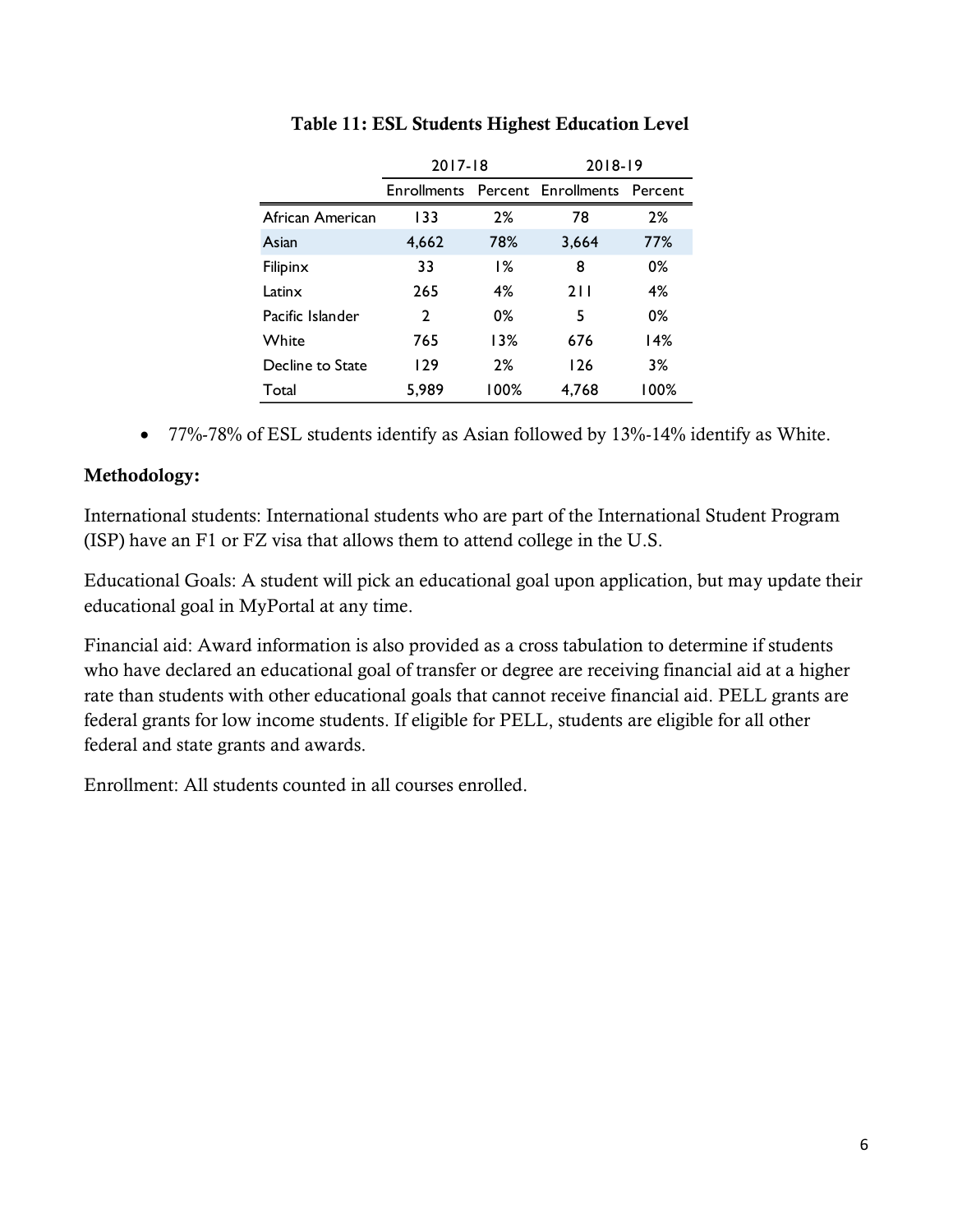**Table 11: ESL Students Highest Education Level**

| | 2017-18 | | 2018-19 | |
|---|---|---|---|---|
| | Enrollments | Percent | Enrollments | Percent |
| African American | 133 | 2% | 78 | 2% |
| Asian | 4,662 | 78% | 3,664 | 77% |
| Filipinx | 33 | 1% | 8 | 0% |
| Latinx | 265 | 4% | 211 | 4% |
| Pacific Islander | 2 | 0% | 5 | 0% |
| White | 765 | 13% | 676 | 14% |
| Decline to State | 129 | 2% | 126 | 3% |
| Total | 5,989 | 100% | 4,768 | 100% |

- 77%-78% of ESL students identify as Asian followed by 13%-14% identify as White.

**Methodology:**

International students: International students who are part of the International Student Program (ISP) have an F1 or FZ visa that allows them to attend college in the U.S.

Educational Goals: A student will pick an educational goal upon application, but may update their educational goal in MyPortal at any time.

Financial aid: Award information is also provided as a cross tabulation to determine if students who have declared an educational goal of transfer or degree are receiving financial aid at a higher rate than students with other educational goals that cannot receive financial aid. PELL grants are federal grants for low income students. If eligible for PELL, students are eligible for all other federal and state grants and awards.

Enrollment: All students counted in all courses enrolled.